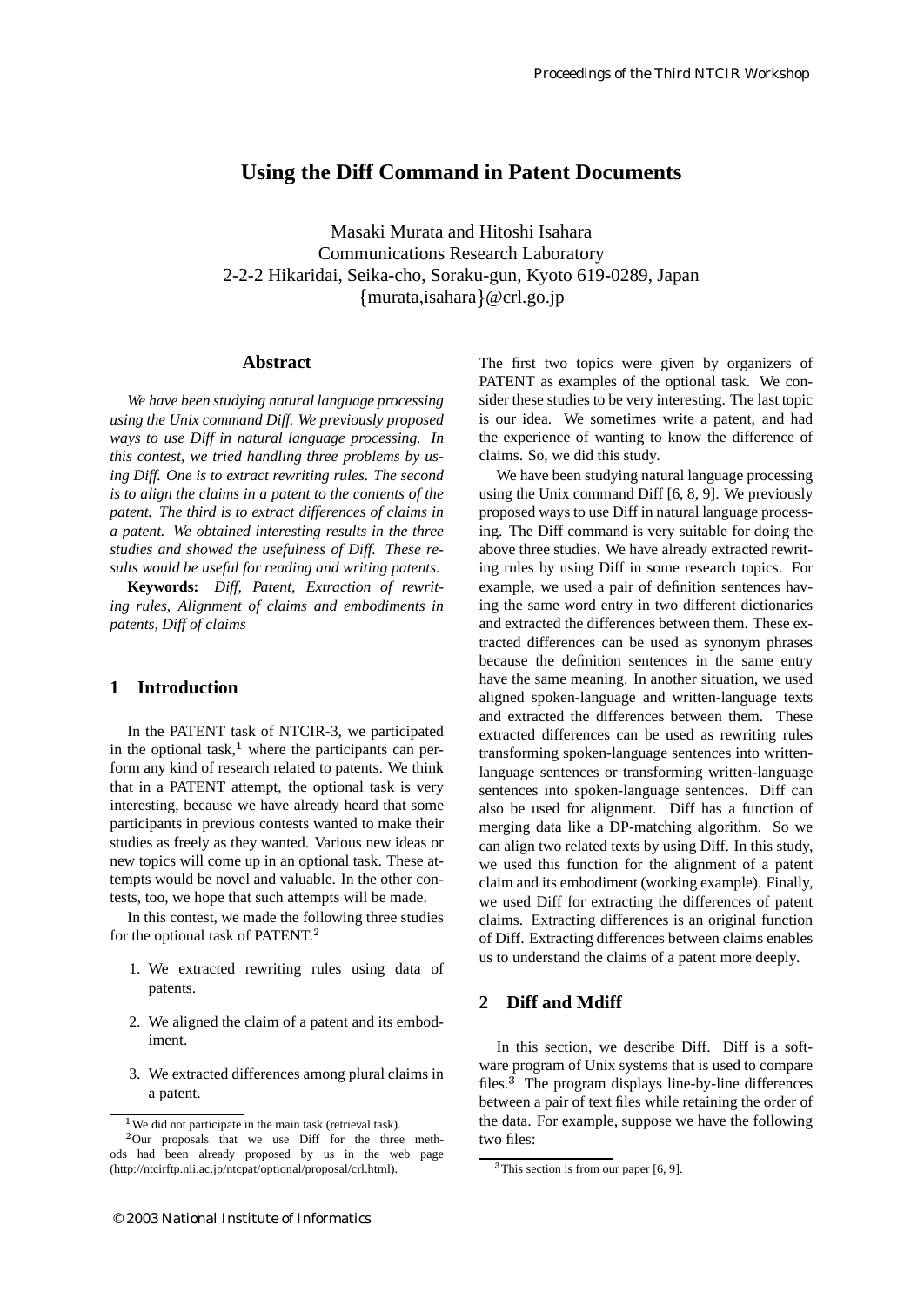# Using the Diff Command in Patent Documents

Masaki Murata and Hitoshi Isahara
Communications Research Laboratory
2-2-2 Hikaridai, Seika-cho, Soraku-gun, Kyoto 619-0289, Japan
{murata,isahara}@crl.go.jp

## Abstract

*We have been studying natural language processing using the Unix command Diff. We previously proposed ways to use Diff in natural language processing. In this contest, we tried handling three problems by using Diff. One is to extract rewriting rules. The second is to align the claims in a patent to the contents of the patent. The third is to extract differences of claims in a patent. We obtained interesting results in the three studies and showed the usefulness of Diff. These results would be useful for reading and writing patents.*

**Keywords:** *Diff, Patent, Extraction of rewriting rules, Alignment of claims and embodiments in patents, Diff of claims*

## 1 Introduction

In the PATENT task of NTCIR-3, we participated in the optional task,[1] where the participants can perform any kind of research related to patents. We think that in a PATENT attempt, the optional task is very interesting, because we have already heard that some participants in previous contests wanted to make their studies as freely as they wanted. Various new ideas or new topics will come up in an optional task. These attempts would be novel and valuable. In the other contests, too, we hope that such attempts will be made.

In this contest, we made the following three studies for the optional task of PATENT.[2]

1. We extracted rewriting rules using data of patents.
2. We aligned the claim of a patent and its embodiment.
3. We extracted differences among plural claims in a patent.

[1] We did not participate in the main task (retrieval task).

[2] Our proposals that we use Diff for the three methods had been already proposed by us in the web page (http://ntcirftp.nii.ac.jp/ntcpat/optional/proposal/crl.html).

The first two topics were given by organizers of PATENT as examples of the optional task. We consider these studies to be very interesting. The last topic is our idea. We sometimes write a patent, and had the experience of wanting to know the difference of claims. So, we did this study.

We have been studying natural language processing using the Unix command Diff [6, 8, 9]. We previously proposed ways to use Diff in natural language processing. The Diff command is very suitable for doing the above three studies. We have already extracted rewriting rules by using Diff in some research topics. For example, we used a pair of definition sentences having the same word entry in two different dictionaries and extracted the differences between them. These extracted differences can be used as synonym phrases because the definition sentences in the same entry have the same meaning. In another situation, we used aligned spoken-language and written-language texts and extracted the differences between them. These extracted differences can be used as rewriting rules transforming spoken-language sentences into written-language sentences or transforming written-language sentences into spoken-language sentences. Diff can also be used for alignment. Diff has a function of merging data like a DP-matching algorithm. So we can align two related texts by using Diff. In this study, we used this function for the alignment of a patent claim and its embodiment (working example). Finally, we used Diff for extracting the differences of patent claims. Extracting differences is an original function of Diff. Extracting differences between claims enables us to understand the claims of a patent more deeply.

## 2 Diff and Mdiff

In this section, we describe Diff. Diff is a software program of Unix systems that is used to compare files.[3] The program displays line-by-line differences between a pair of text files while retaining the order of the data. For example, suppose we have the following two files:

[3] This section is from our paper [6, 9].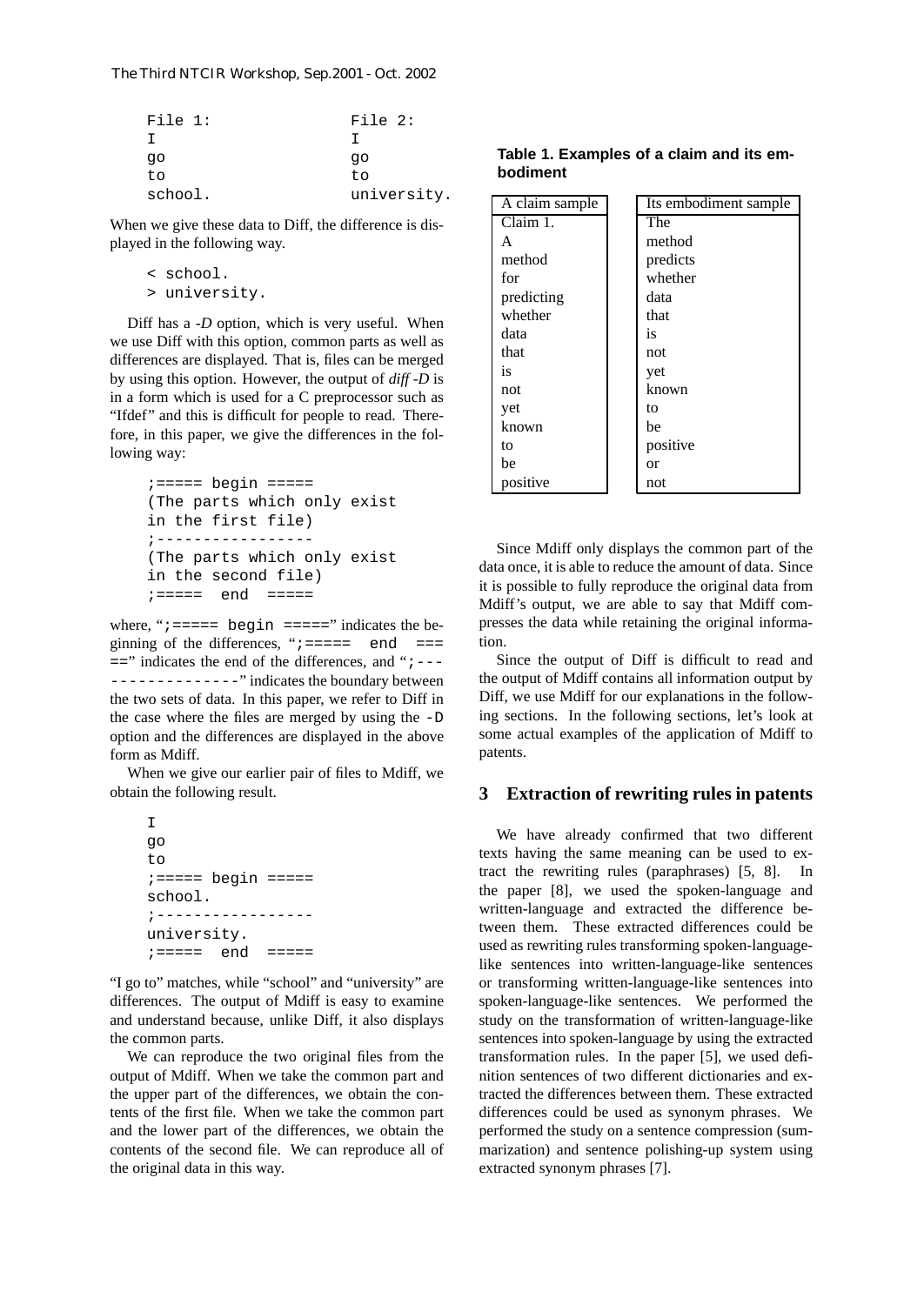```
File 1:          File 2:
I                I
go               go
to               to
school.          university.
```

When we give these data to Diff, the difference is displayed in the following way.

```
< school.
> university.
```

Diff has a *-D* option, which is very useful. When we use Diff with this option, common parts as well as differences are displayed. That is, files can be merged by using this option. However, the output of *diff -D* is in a form which is used for a C preprocessor such as "Ifdef" and this is difficult for people to read. Therefore, in this paper, we give the differences in the following way:

```
;===== begin =====
(The parts which only exist
in the first file)
;-----------------
(The parts which only exist
in the second file)
;===== end =====
```

where, "`;===== begin =====`" indicates the beginning of the differences, "`;===== end =====`" indicates the end of the differences, and "`;-----------------`" indicates the boundary between the two sets of data. In this paper, we refer to Diff in the case where the files are merged by using the `-D` option and the differences are displayed in the above form as Mdiff.

When we give our earlier pair of files to Mdiff, we obtain the following result.

```
I
go
to
;===== begin =====
school.
;-----------------
university.
;===== end =====
```

"I go to" matches, while "school" and "university" are differences. The output of Mdiff is easy to examine and understand because, unlike Diff, it also displays the common parts.

We can reproduce the two original files from the output of Mdiff. When we take the common part and the upper part of the differences, we obtain the contents of the first file. When we take the common part and the lower part of the differences, we obtain the contents of the second file. We can reproduce all of the original data in this way.

**Table 1. Examples of a claim and its embodiment**

| A claim sample | Its embodiment sample |
|---|---|
| Claim 1. | The |
| A | method |
| method | predicts |
| for | whether |
| predicting | data |
| whether | that |
| data | is |
| that | not |
| is | yet |
| not | known |
| yet | to |
| known | be |
| to | positive |
| be | or |
| positive | not |

Since Mdiff only displays the common part of the data once, it is able to reduce the amount of data. Since it is possible to fully reproduce the original data from Mdiff's output, we are able to say that Mdiff compresses the data while retaining the original information.

Since the output of Diff is difficult to read and the output of Mdiff contains all information output by Diff, we use Mdiff for our explanations in the following sections. In the following sections, let's look at some actual examples of the application of Mdiff to patents.

## 3 Extraction of rewriting rules in patents

We have already confirmed that two different texts having the same meaning can be used to extract the rewriting rules (paraphrases) [5, 8]. In the paper [8], we used the spoken-language and written-language and extracted the difference between them. These extracted differences could be used as rewriting rules transforming spoken-language-like sentences into written-language-like sentences or transforming written-language-like sentences into spoken-language-like sentences. We performed the study on the transformation of written-language-like sentences into spoken-language by using the extracted transformation rules. In the paper [5], we used definition sentences of two different dictionaries and extracted the differences between them. These extracted differences could be used as synonym phrases. We performed the study on a sentence compression (summarization) and sentence polishing-up system using extracted synonym phrases [7].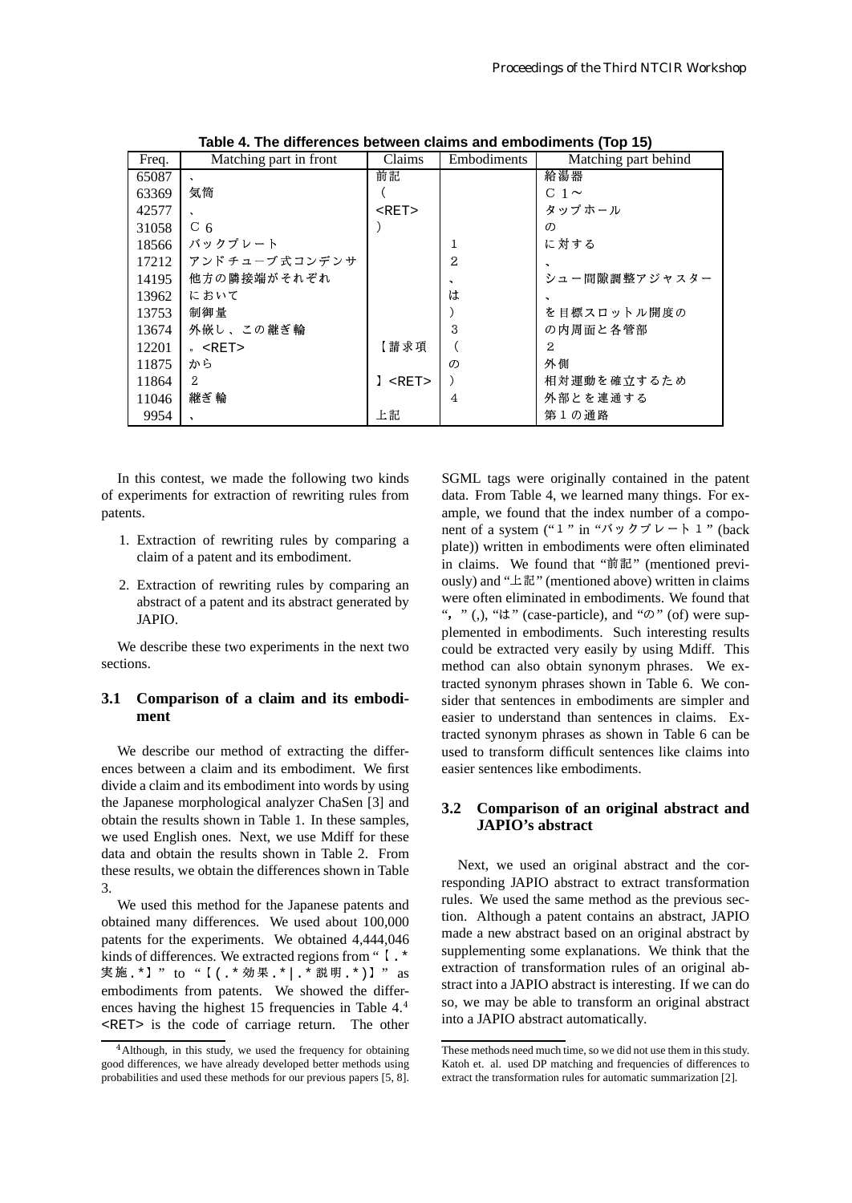**Table 4. The differences between claims and embodiments (Top 15)**

| Freq. | Matching part in front | Claims | Embodiments | Matching part behind |
|---|---|---|---|---|
| 65087 | 、 | 前記 | | 給湯器 |
| 63369 | 気筒 | （ | | Ｃ１～ |
| 42577 | 、 | <RET> | | タップホール |
| 31058 | Ｃ６ | ） | | の |
| 18566 | バックプレート | | １ | に対する |
| 17212 | アンドチューブ式コンデンサ | | ２ | 、 |
| 14195 | 他方の隣接端がそれぞれ | | 、 | シュー間隙調整アジャスター |
| 13962 | において | | は | 、 |
| 13753 | 制御量 | | ） | を目標スロットル開度の |
| 13674 | 外嵌し、この継ぎ輪 | | ３ | の内周面と各管部 |
| 12201 | 。<RET> | 【請求項 | （ | ２ |
| 11875 | から | | の | 外側 |
| 11864 | ２ | 】<RET> | ） | 相対運動を確立するため |
| 11046 | 継ぎ輪 | | ４ | 外部とを連通する |
| 9954 | 、 | 上記 | | 第１の通路 |

In this contest, we made the following two kinds of experiments for extraction of rewriting rules from patents.

1. Extraction of rewriting rules by comparing a claim of a patent and its embodiment.
2. Extraction of rewriting rules by comparing an abstract of a patent and its abstract generated by JAPIO.

We describe these two experiments in the next two sections.

### 3.1 Comparison of a claim and its embodiment

We describe our method of extracting the differences between a claim and its embodiment. We first divide a claim and its embodiment into words by using the Japanese morphological analyzer ChaSen [3] and obtain the results shown in Table 1. In these samples, we used English ones. Next, we use Mdiff for these data and obtain the results shown in Table 2. From these results, we obtain the differences shown in Table 3.

We used this method for the Japanese patents and obtained many differences. We used about 100,000 patents for the experiments. We obtained 4,444,046 kinds of differences. We extracted regions from "【.*実施.*】" to "【(.*効果.*|.*説明.*)】" as embodiments from patents. We showed the differences having the highest 15 frequencies in Table 4.[4] <RET> is the code of carriage return. The other SGML tags were originally contained in the patent data. From Table 4, we learned many things. For example, we found that the index number of a component of a system ("１" in "バックプレート１" (back plate)) written in embodiments were often eliminated in claims. We found that "前記" (mentioned previously) and "上記" (mentioned above) written in claims were often eliminated in embodiments. We found that "，" (,), "は" (case-particle), and "の" (of) were supplemented in embodiments. Such interesting results could be extracted very easily by using Mdiff. This method can also obtain synonym phrases. We extracted synonym phrases shown in Table 6. We consider that sentences in embodiments are simpler and easier to understand than sentences in claims. Extracted synonym phrases as shown in Table 6 can be used to transform difficult sentences like claims into easier sentences like embodiments.

### 3.2 Comparison of an original abstract and JAPIO's abstract

Next, we used an original abstract and the corresponding JAPIO abstract to extract transformation rules. We used the same method as the previous section. Although a patent contains an abstract, JAPIO made a new abstract based on an original abstract by supplementing some explanations. We think that the extraction of transformation rules of an original abstract into a JAPIO abstract is interesting. If we can do so, we may be able to transform an original abstract into a JAPIO abstract automatically.

---

[4] Although, in this study, we used the frequency for obtaining good differences, we have already developed better methods using probabilities and used these methods for our previous papers [5, 8]. These methods need much time, so we did not use them in this study. Katoh et. al. used DP matching and frequencies of differences to extract the transformation rules for automatic summarization [2].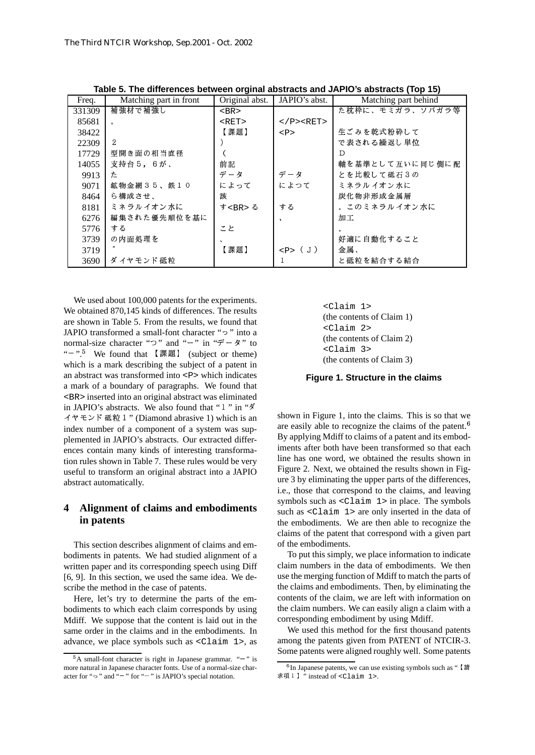**Table 5. The differences between orginal abstracts and JAPIO's abstracts (Top 15)**

| Freq. | Matching part in front | Original abst. | JAPIO's abst. | Matching part behind |
|---|---|---|---|---|
| 331309 | 補強材で補強し | <BR> | | た枕枠に、モミガラ、ソバガラ等 |
| 85681 | 。 | <RET> | </P><RET> | |
| 38422 | | 【課題】 | <P> | 生ごみを乾式粉砕して |
| 22309 | 2 | ) | | で表される繰返し単位 |
| 17729 | 型開き面の相当直径 | ( | | D |
| 14055 | 支持台5，6が、 | 前記 | | 軸を基準として互いに同じ側に配 |
| 9913 | た | データ | データ | とを比較して砥石3の |
| 9071 | 鉱物金網35、鉄10 | によって | によって | ミネラルイオン水に |
| 8464 | ら構成させ、 | 該 | | 炭化物非形成金属層 |
| 8181 | ミネラルイオン水に | す<BR>る | する | 。このミネラルイオン水に |
| 6276 | 編集された優先順位を基に | | 、 | 加工 |
| 5776 | する | こと | | 。 |
| 3739 | の内面処理を | 、 | | 好適に自動化すること |
| 3719 | ^ | 【課題】 | <P>（J） | 金属、 |
| 3690 | ダイヤモンド砥粒 | | 1 | と砥粒を結合する結合 |

We used about 100,000 patents for the experiments. We obtained 870,145 kinds of differences. The results are shown in Table 5. From the results, we found that JAPIO transformed a small-font character "っ" into a normal-size character "つ" and "ー" in "データ" to "−".[5] We found that 【課題】 (subject or theme) which is a mark describing the subject of a patent in an abstract was transformed into <P> which indicates a mark of a boundary of paragraphs. We found that <BR> inserted into an original abstract was eliminated in JAPIO's abstracts. We also found that "1" in "ダイヤモンド砥粒1" (Diamond abrasive 1) which is an index number of a component of a system was supplemented in JAPIO's abstracts. Our extracted differences contain many kinds of interesting transformation rules shown in Table 7. These rules would be very useful to transform an original abstract into a JAPIO abstract automatically.

## 4 Alignment of claims and embodiments in patents

This section describes alignment of claims and embodiments in patents. We had studied alignment of a written paper and its corresponding speech using Diff [6, 9]. In this section, we used the same idea. We describe the method in the case of patents.

Here, let's try to determine the parts of the embodiments to which each claim corresponds by using Mdiff. We suppose that the content is laid out in the same order in the claims and in the embodiments. In advance, we place symbols such as <Claim 1>, as

```
<Claim 1>
(the contents of Claim 1)
<Claim 2>
(the contents of Claim 2)
<Claim 3>
(the contents of Claim 3)
```

**Figure 1. Structure in the claims**

shown in Figure 1, into the claims. This is so that we are easily able to recognize the claims of the patent.[6] By applying Mdiff to claims of a patent and its embodiments after both have been transformed so that each line has one word, we obtained the results shown in Figure 2. Next, we obtained the results shown in Figure 3 by eliminating the upper parts of the differences, i.e., those that correspond to the claims, and leaving symbols such as <Claim 1> in place. The symbols such as <Claim 1> are only inserted in the data of the embodiments. We are then able to recognize the claims of the patent that correspond with a given part of the embodiments.

To put this simply, we place information to indicate claim numbers in the data of embodiments. We then use the merging function of Mdiff to match the parts of the claims and embodiments. Then, by eliminating the contents of the claim, we are left with information on the claim numbers. We can easily align a claim with a corresponding embodiment by using Mdiff.

We used this method for the first thousand patents among the patents given from PATENT of NTCIR-3. Some patents were aligned roughly well. Some patents

[5] A small-font character is right in Japanese grammar. "ー" is more natural in Japanese character fonts. Use of a normal-size character for "っ" and "−" for "ー" is JAPIO's special notation.

[6] In Japanese patents, we can use existing symbols such as "【請求項1】" instead of <Claim 1>.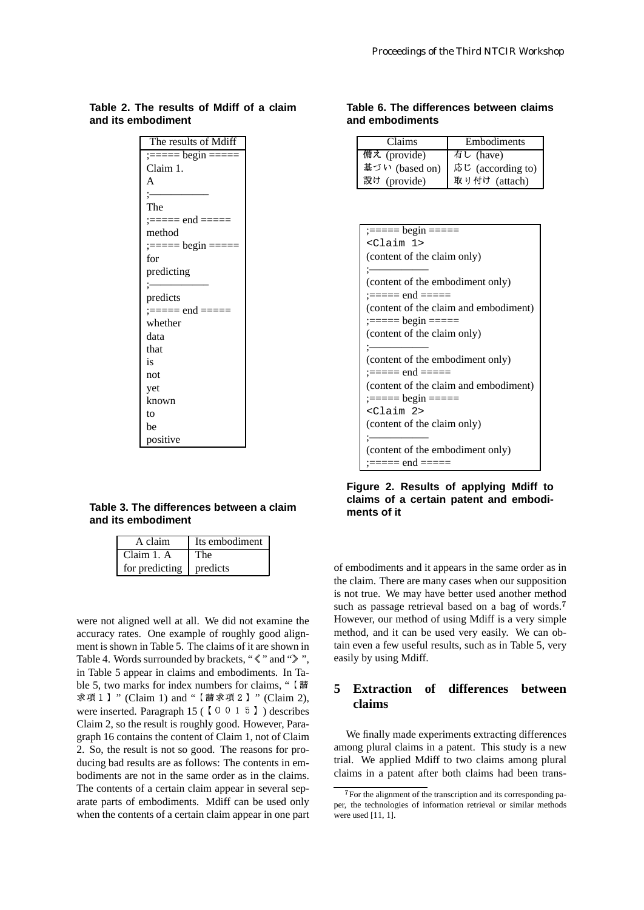**Table 2. The results of Mdiff of a claim and its embodiment**

| The results of Mdiff |
|---|
| ;===== begin ===== |
| Claim 1. |
| A |
| ;————— |
| The |
| ;===== end ===== |
| method |
| ;===== begin ===== |
| for |
| predicting |
| ;————— |
| predicts |
| ;===== end ===== |
| whether |
| data |
| that |
| is |
| not |
| yet |
| known |
| to |
| be |
| positive |

**Table 3. The differences between a claim and its embodiment**

| A claim | Its embodiment |
|---|---|
| Claim 1. A | The |
| for predicting | predicts |

were not aligned well at all. We did not examine the accuracy rates. One example of roughly good alignment is shown in Table 5. The claims of it are shown in Table 4. Words surrounded by brackets, "《" and "》", in Table 5 appear in claims and embodiments. In Table 5, two marks for index numbers for claims, "【請求項１】" (Claim 1) and "【請求項２】" (Claim 2), were inserted. Paragraph 15 (【００１５】) describes Claim 2, so the result is roughly good. However, Paragraph 16 contains the content of Claim 1, not of Claim 2. So, the result is not so good. The reasons for producing bad results are as follows: The contents in embodiments are not in the same order as in the claims. The contents of a certain claim appear in several separate parts of embodiments. Mdiff can be used only when the contents of a certain claim appear in one part of embodiments and it appears in the same order as in the claim. There are many cases when our supposition is not true. We may have better used another method such as passage retrieval based on a bag of words.[7] However, our method of using Mdiff is a very simple method, and it can be used very easily. We can obtain even a few useful results, such as in Table 5, very easily by using Mdiff.

**Table 6. The differences between claims and embodiments**

| Claims | Embodiments |
|---|---|
| 備え (provide) | 有し (have) |
| 基づい (based on) | 応じ (according to) |
| 設け (provide) | 取り付け (attach) |

```
;===== begin =====
<Claim 1>
(content of the claim only)
;—————
(content of the embodiment only)
;===== end =====
(content of the claim and embodiment)
;===== begin =====
(content of the claim only)
;—————
(content of the embodiment only)
;===== end =====
(content of the claim and embodiment)
;===== begin =====
<Claim 2>
(content of the claim only)
;—————
(content of the embodiment only)
;===== end =====
```

**Figure 2. Results of applying Mdiff to claims of a certain patent and embodiments of it**

## 5 Extraction of differences between claims

We finally made experiments extracting differences among plural claims in a patent. This study is a new trial. We applied Mdiff to two claims among plural claims in a patent after both claims had been trans-

[7] For the alignment of the transcription and its corresponding paper, the technologies of information retrieval or similar methods were used [11, 1].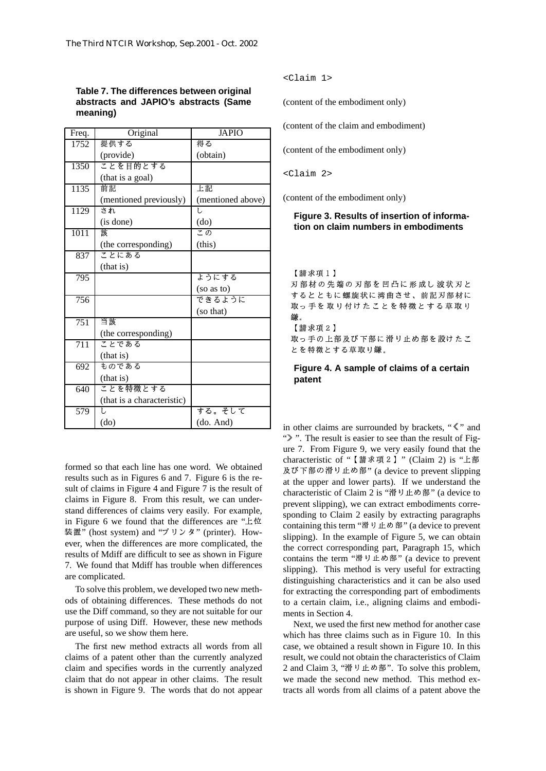**Table 7. The differences between original abstracts and JAPIO's abstracts (Same meaning)**

| Freq. | Original | JAPIO |
|---|---|---|
| 1752 | 提供する (provide) | 得る (obtain) |
| 1350 | ことを目的とする (that is a goal) | |
| 1135 | 前記 (mentioned previously) | 上記 (mentioned above) |
| 1129 | され (is done) | し (do) |
| 1011 | 該 (the corresponding) | この (this) |
| 837 | ことにある (that is) | |
| 795 | | ようにする (so as to) |
| 756 | | できるように (so that) |
| 751 | 当該 (the corresponding) | |
| 711 | ことである (that is) | |
| 692 | ものである (that is) | |
| 640 | ことを特徴とする (that is a characteristic) | |
| 579 | し (do) | する。そして (do. And) |

formed so that each line has one word. We obtained results such as in Figures 6 and 7. Figure 6 is the result of claims in Figure 4 and Figure 7 is the result of claims in Figure 8. From this result, we can understand differences of claims very easily. For example, in Figure 6 we found that the differences are "上位装置" (host system) and "プリンタ" (printer). However, when the differences are more complicated, the results of Mdiff are difficult to see as shown in Figure 7. We found that Mdiff has trouble when differences are complicated.

To solve this problem, we developed two new methods of obtaining differences. These methods do not use the Diff command, so they are not suitable for our purpose of using Diff. However, these new methods are useful, so we show them here.

The first new method extracts all words from all claims of a patent other than the currently analyzed claim and specifies words in the currently analyzed claim that do not appear in other claims. The result is shown in Figure 9. The words that do not appear

```
<Claim 1>
```

(content of the embodiment only)

(content of the claim and embodiment)

(content of the embodiment only)

```
<Claim 2>
```

(content of the embodiment only)

**Figure 3. Results of insertion of information on claim numbers in embodiments**

【請求項１】
刃部材の先端の刃部を凹凸に形成し波状刃とするとともに螺旋状に湾曲させ、前記刃部材に取っ手を取り付けたことを特徴とする草取り鎌。
【請求項２】
取っ手の上部及び下部に滑り止め部を設けたことを特徴とする草取り鎌。

**Figure 4. A sample of claims of a certain patent**

in other claims are surrounded by brackets, "《" and "》". The result is easier to see than the result of Figure 7. From Figure 9, we very easily found that the characteristic of "【請求項２】" (Claim 2) is "上部及び下部の滑り止め部" (a device to prevent slipping at the upper and lower parts). If we understand the characteristic of Claim 2 is "滑り止め部" (a device to prevent slipping), we can extract embodiments corresponding to Claim 2 easily by extracting paragraphs containing this term "滑り止め部" (a device to prevent slipping). In the example of Figure 5, we can obtain the correct corresponding part, Paragraph 15, which contains the term "滑り止め部" (a device to prevent slipping). This method is very useful for extracting distinguishing characteristics and it can be also used for extracting the corresponding part of embodiments to a certain claim, i.e., aligning claims and embodiments in Section 4.

Next, we used the first new method for another case which has three claims such as in Figure 10. In this case, we obtained a result shown in Figure 10. In this result, we could not obtain the characteristics of Claim 2 and Claim 3, "滑り止め部". To solve this problem, we made the second new method. This method extracts all words from all claims of a patent above the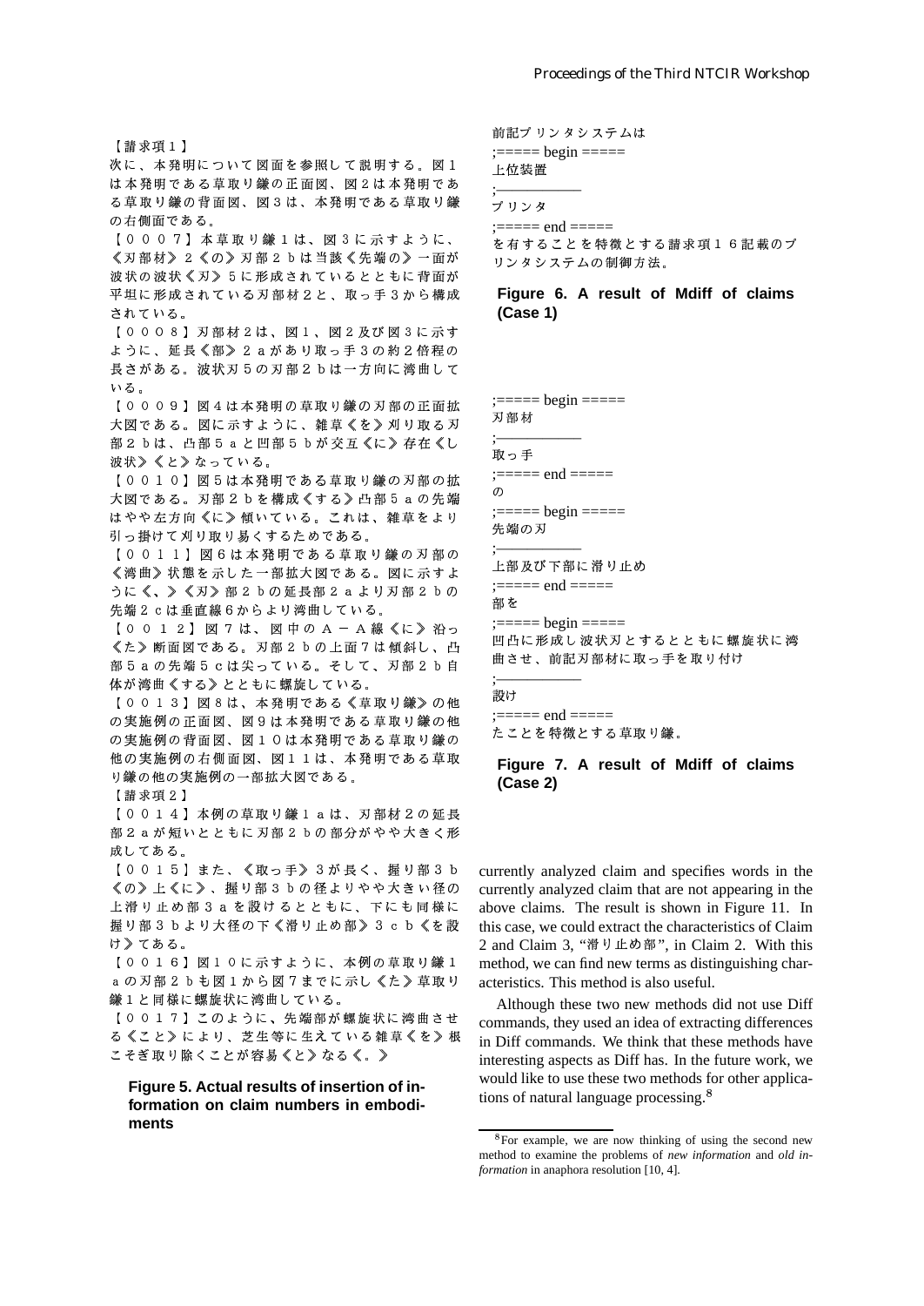【請求項１】
次に、本発明について図面を参照して説明する。図１は本発明である草取り鎌の正面図、図２は本発明である草取り鎌の背面図、図３は、本発明である草取り鎌の右側面図である。
【０００７】本草取り鎌１は、図３に示すように、《刃部材》２《の》刃部２ｂは当該《先端の》一面が波状の波状《刃》５に形成されているとともに背面が平坦に形成されている刃部材２と、取っ手３から構成されている。
【０００８】刃部材２は、図１、図２及び図３に示すように、延長《部》２ａがあり取っ手３の約２倍程の長さがある。波状刃５の刃部２ｂは一方向に湾曲している。
【０００９】図４は本発明の草取り鎌の刃部の正面拡大図である。図に示すように、雑草《を》刈り取る刃部２ｂは、凸部５ａと凹部５ｂが交互《に》存在《し波状》《と》なっている。
【００１０】図５は本発明である草取り鎌の刃部の拡大図である。刃部２ｂを構成《する》凸部５ａの先端はやや左方向《に》傾いている。これは、雑草をより引っ掛けて刈り取り易くするためである。
【００１１】図６は本発明である草取り鎌の刃部の《湾曲》状態を示した一部拡大図である。図に示すように《、》《刃》部２ｂの延長部２ａより刃部２ｂの先端２ｃは垂直線６からより湾曲している。
【００１２】図７は、図中のＡ－Ａ線《に》沿っ《た》断面図である。刃部２ｂの上面７は傾斜し、凸部５ａの先端５ｃは尖っている。そして、刃部２ｂ自体が湾曲《する》とともに螺旋している。
【００１３】図８は、本発明である《草取り鎌》の他の実施例の正面図、図９は本発明である草取り鎌の他の実施例の背面図、図１０は本発明である草取り鎌の他の実施例の右側面図、図１１は、本発明である草取り鎌の他の実施例の一部拡大図である。
【請求項２】
【００１４】本例の草取り鎌１ａは、刃部材２の延長部２ａが短いとともに刃部２ｂの部分がやや大きく形成してある。
【００１５】また、《取っ手》３が長く、握り部３ｂ《の》上《に》、握り部３ｂの径よりやや大きい径の上滑り止め部３ａを設けるとともに、下にも同様に握り部３ｂより大径の下《滑り止め部》３ｃｂ《を設け》てある。
【００１６】図１０に示すように、本例の草取り鎌１ａの刃部２ｂも図１から図７までに示し《た》草取り鎌１と同様に螺旋状に湾曲している。
【００１７】このように、先端部が螺旋状に湾曲させる《こと》により、芝生等に生えている雑草《を》根こそぎ取り除くことが容易《と》なる《。》

**Figure 5. Actual results of insertion of information on claim numbers in embodiments**

前記プリンタシステムは
;===== begin =====
上位装置
;-----------
プリンタ
;===== end =====
を有することを特徴とする請求項１６記載のプリンタシステムの制御方法。

**Figure 6. A result of Mdiff of claims (Case 1)**

;===== begin =====
刃部材
;-----------
取っ手
;===== end =====
の
;===== begin =====
先端の刃
;-----------
上部及び下部に滑り止め
;===== end =====
部を
;===== begin =====
凹凸に形成し波状刃とするとともに螺旋状に湾曲させ、前記刃部材に取っ手を取り付け
;-----------
設け
;===== end =====
たことを特徴とする草取り鎌。

**Figure 7. A result of Mdiff of claims (Case 2)**

currently analyzed claim and specifies words in the currently analyzed claim that are not appearing in the above claims. The result is shown in Figure 11. In this case, we could extract the characteristics of Claim 2 and Claim 3, "滑り止め部", in Claim 2. With this method, we can find new terms as distinguishing characteristics. This method is also useful.

Although these two new methods did not use Diff commands, they used an idea of extracting differences in Diff commands. We think that these methods have interesting aspects as Diff has. In the future work, we would like to use these two methods for other applications of natural language processing.[8]

[8] For example, we are now thinking of using the second new method to examine the problems of *new information* and *old information* in anaphora resolution [10, 4].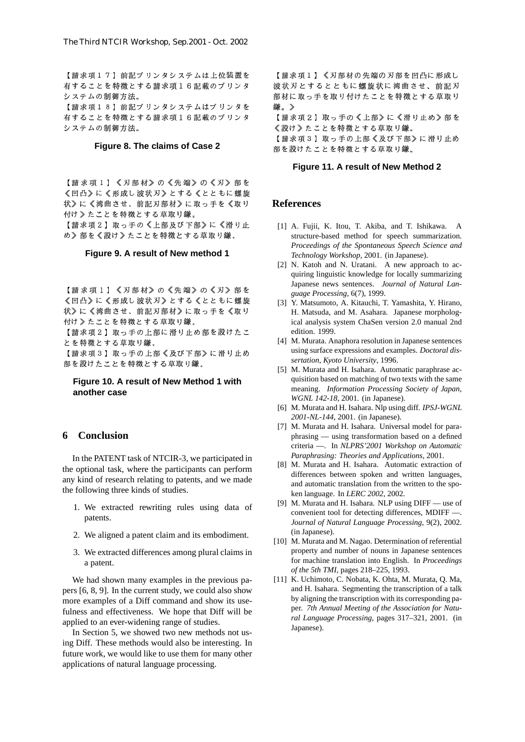【請求項１７】前記プリンタシステムは上位装置を有することを特徴とする請求項１６記載のプリンタシステムの制御方法。

【請求項１８】前記プリンタシステムはプリンタを有することを特徴とする請求項１６記載のプリンタシステムの制御方法。

**Figure 8. The claims of Case 2**

【請求項１】《刃部材》の《先端》の《刃》部を《凹凸》に《形成し波状刃》とする《とともに螺旋状》に《湾曲させ、前記刃部材》に取っ手を《取り付け》たことを特徴とする草取り鎌。

【請求項２】取っ手の《上部及び下部》に《滑り止め》部を《設け》たことを特徴とする草取り鎌。

**Figure 9. A result of New method 1**

【請求項１】《刃部材》の《先端》の《刃》部を《凹凸》に《形成し波状刃》とする《とともに螺旋状》に《湾曲させ、前記刃部材》に取っ手を《取り付け》たことを特徴とする草取り鎌。

【請求項２】取っ手の上部に滑り止め部を設けたことを特徴とする草取り鎌。

【請求項３】取っ手の上部《及び下部》に滑り止め部を設けたことを特徴とする草取り鎌。

**Figure 10. A result of New Method 1 with another case**

## 6 Conclusion

In the PATENT task of NTCIR-3, we participated in the optional task, where the participants can perform any kind of research relating to patents, and we made the following three kinds of studies.

1. We extracted rewriting rules using data of patents.
2. We aligned a patent claim and its embodiment.
3. We extracted differences among plural claims in a patent.

We had shown many examples in the previous papers [6, 8, 9]. In the current study, we could also show more examples of a Diff command and show its usefulness and effectiveness. We hope that Diff will be applied to an ever-widening range of studies.

In Section 5, we showed two new methods not using Diff. These methods would also be interesting. In future work, we would like to use them for many other applications of natural language processing.

【請求項１】《刃部材の先端の刃部を凹凸に形成し波状刃とするとともに螺旋状に湾曲させ、前記刃部材に取っ手を取り付けたことを特徴とする草取り鎌。》

【請求項２】取っ手の《上部》に《滑り止め》部を《設け》たことを特徴とする草取り鎌。

【請求項３】取っ手の上部《及び下部》に滑り止め部を設けたことを特徴とする草取り鎌。

**Figure 11. A result of New Method 2**

## References

[1] A. Fujii, K. Itou, T. Akiba, and T. Ishikawa. A structure-based method for speech summarization. *Proceedings of the Spontaneous Speech Science and Technology Workshop*, 2001. (in Japanese).

[2] N. Katoh and N. Uratani. A new approach to acquiring linguistic knowledge for locally summarizing Japanese news sentences. *Journal of Natural Language Processing*, 6(7), 1999.

[3] Y. Matsumoto, A. Kitauchi, T. Yamashita, Y. Hirano, H. Matsuda, and M. Asahara. Japanese morphological analysis system ChaSen version 2.0 manual 2nd edition. 1999.

[4] M. Murata. Anaphora resolution in Japanese sentences using surface expressions and examples. *Doctoral dissertation, Kyoto University*, 1996.

[5] M. Murata and H. Isahara. Automatic paraphrase acquisition based on matching of two texts with the same meaning. *Information Processing Society of Japan, WGNL 142-18*, 2001. (in Japanese).

[6] M. Murata and H. Isahara. Nlp using diff. *IPSJ-WGNL 2001-NL-144*, 2001. (in Japanese).

[7] M. Murata and H. Isahara. Universal model for paraphrasing — using transformation based on a defined criteria —. In *NLPRS'2001 Workshop on Automatic Paraphrasing: Theories and Applications*, 2001.

[8] M. Murata and H. Isahara. Automatic extraction of differences between spoken and written languages, and automatic translation from the written to the spoken language. In *LERC 2002*, 2002.

[9] M. Murata and H. Isahara. NLP using DIFF — use of convenient tool for detecting differences, MDIFF —. *Journal of Natural Language Processing*, 9(2), 2002. (in Japanese).

[10] M. Murata and M. Nagao. Determination of referential property and number of nouns in Japanese sentences for machine translation into English. In *Proceedings of the 5th TMI*, pages 218–225, 1993.

[11] K. Uchimoto, C. Nobata, K. Ohta, M. Murata, Q. Ma, and H. Isahara. Segmenting the transcription of a talk by aligning the transcription with its corresponding paper. *7th Annual Meeting of the Association for Natural Language Processing*, pages 317–321, 2001. (in Japanese).